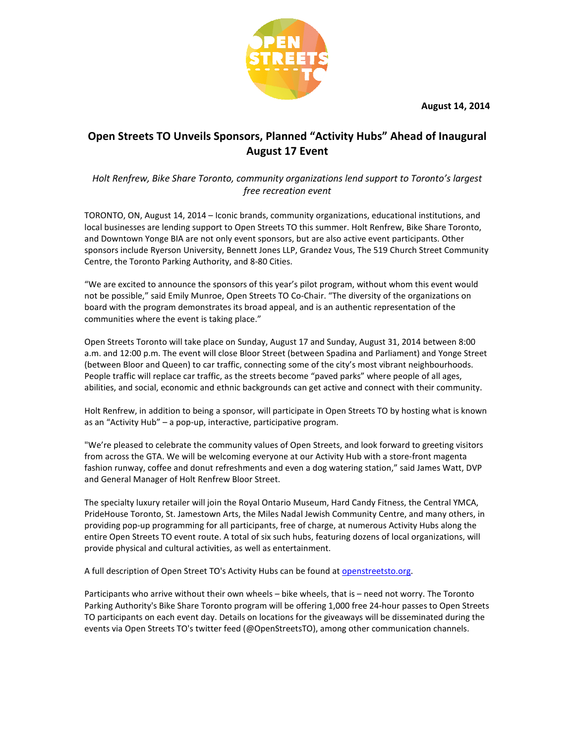August 14, 2014

# Open Streets TO Unveils Sponsors, Planned "Activity Hubs" Ahead of Inaugural August 17 Event

*Holt Renfrew, Bike Share Toronto, community organizations lend support to Toronto's largest free recreation event*

TORONTO, ON, August 14, 2014 – Iconic brands, community organizations, educational institutions, and local businesses are lending support to Open Streets TO this summer. Holt Renfrew, Bike Share Toronto, and Downtown Yonge BIA are not only event sponsors, but are also active event participants. Other sponsors include Ryerson University, Bennett Jones LLP, Grandez Vous, The 519 Church Street Community Centre, the Toronto Parking Authority, and 8-80 Cities.

"We are excited to announce the sponsors of this year's pilot program, without whom this event would not be possible," said Emily Munroe, Open Streets TO Co-Chair. "The diversity of the organizations on board with the program demonstrates its broad appeal, and is an authentic representation of the communities where the event is taking place."

Open Streets Toronto will take place on Sunday, August 17 and Sunday, August 31, 2014 between 8:00 a.m. and 12:00 p.m. The event will close Bloor Street (between Spadina and Parliament) and Yonge Street (between Bloor and Queen) to car traffic, connecting some of the city's most vibrant neighbourhoods. People traffic will replace car traffic, as the streets become "paved parks" where people of all ages, abilities, and social, economic and ethnic backgrounds can get active and connect with their community.

Holt Renfrew, in addition to being a sponsor, will participate in Open Streets TO by hosting what is known as an "Activity Hub" – a pop-up, interactive, participative program.

"We're pleased to celebrate the community values of Open Streets, and look forward to greeting visitors from across the GTA. We will be welcoming everyone at our Activity Hub with a store-front magenta fashion runway, coffee and donut refreshments and even a dog watering station," said James Watt, DVP and General Manager of Holt Renfrew Bloor Street.

The specialty luxury retailer will join the Royal Ontario Museum, Hard Candy Fitness, the Central YMCA, PrideHouse Toronto, St. Jamestown Arts, the Miles Nadal Jewish Community Centre, and many others, in providing pop-up programming for all participants, free of charge, at numerous Activity Hubs along the entire Open Streets TO event route. A total of six such hubs, featuring dozens of local organizations, will provide physical and cultural activities, as well as entertainment.

A full description of Open Street TO's Activity Hubs can be found at [openstreetsto.org](openstreetsto.org).

Participants who arrive without their own wheels – bike wheels, that is – need not worry. The Toronto Parking Authority's Bike Share Toronto program will be offering 1,000 free 24-hour passes to Open Streets TO participants on each event day. Details on locations for the giveaways will be disseminated during the events via Open Streets TO's twitter feed (@OpenStreetsTO), among other communication channels.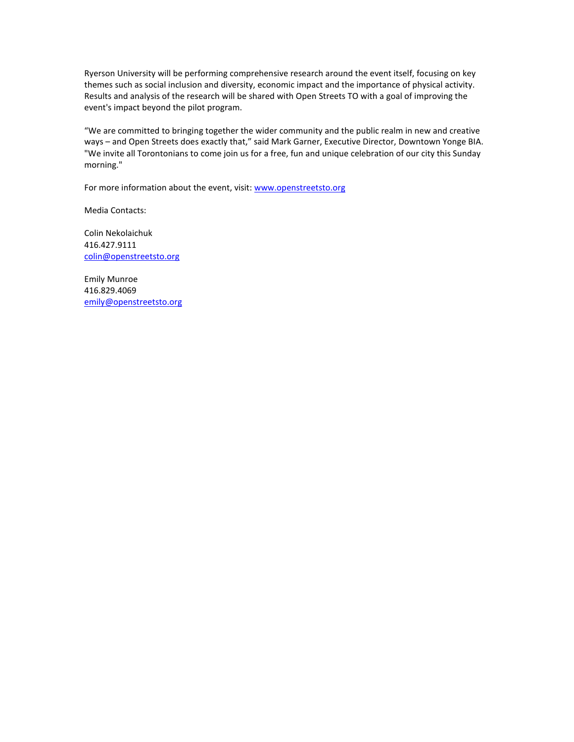Ryerson University will be performing comprehensive research around the event itself, focusing on key themes such as social inclusion and diversity, economic impact and the importance of physical activity. Results and analysis of the research will be shared with Open Streets TO with a goal of improving the event's impact beyond the pilot program.

“We are committed to bringing together the wider community and the public realm in new and creative ways – and Open Streets does exactly that,” said Mark Garner, Executive Director, Downtown Yonge BIA. "We invite all Torontonians to come join us for a free, fun and unique celebration of our city this Sunday morning."

For more information about the event, visit: [www.openstreetsto.org](http://www.openstreetsto.org)

Media Contacts:

Colin Nekolaichuk
416.427.9111
[colin@openstreetsto.org](mailto:colin@openstreetsto.org)

Emily Munroe
416.829.4069
[emily@openstreetsto.org](mailto:emily@openstreetsto.org)